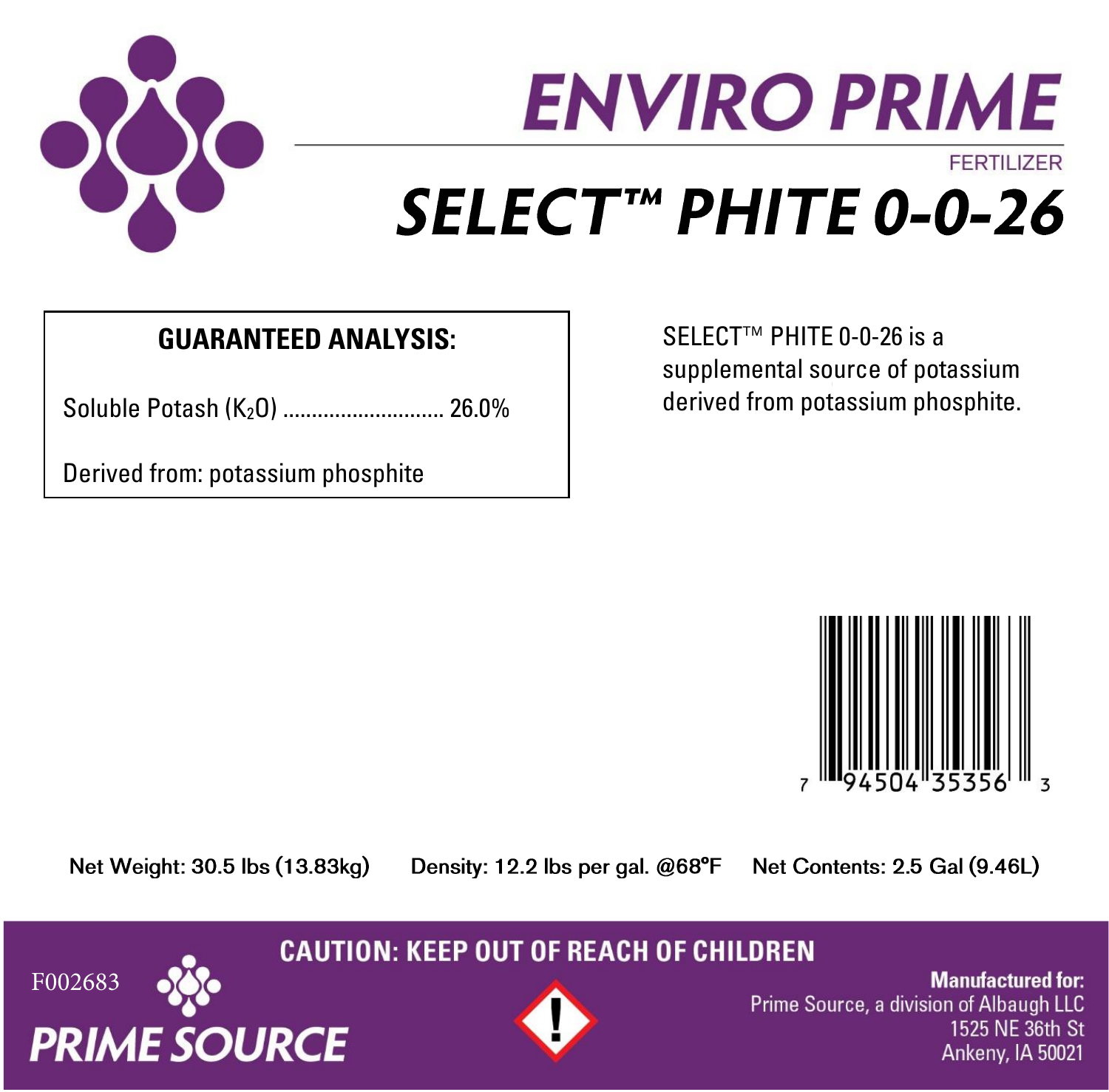# ENVIRO PRIME

FERTILIZER

# SELECT™ PHITE 0-0-26

**GUARANTEED ANALYSIS:**

Soluble Potash ($K_2O$) ............................ 26.0%

Derived from: potassium phosphite

SELECT™ PHITE 0-0-26 is a supplemental source of potassium derived from potassium phosphite.

7 94504 35356 3

Net Weight: 30.5 lbs (13.83kg) Density: 12.2 lbs per gal. @68°F Net Contents: 2.5 Gal (9.46L)

**CAUTION: KEEP OUT OF REACH OF CHILDREN**

F002683

**PRIME SOURCE**

**Manufactured for:**
Prime Source, a division of Albaugh LLC
1525 NE 36th St
Ankeny, IA 50021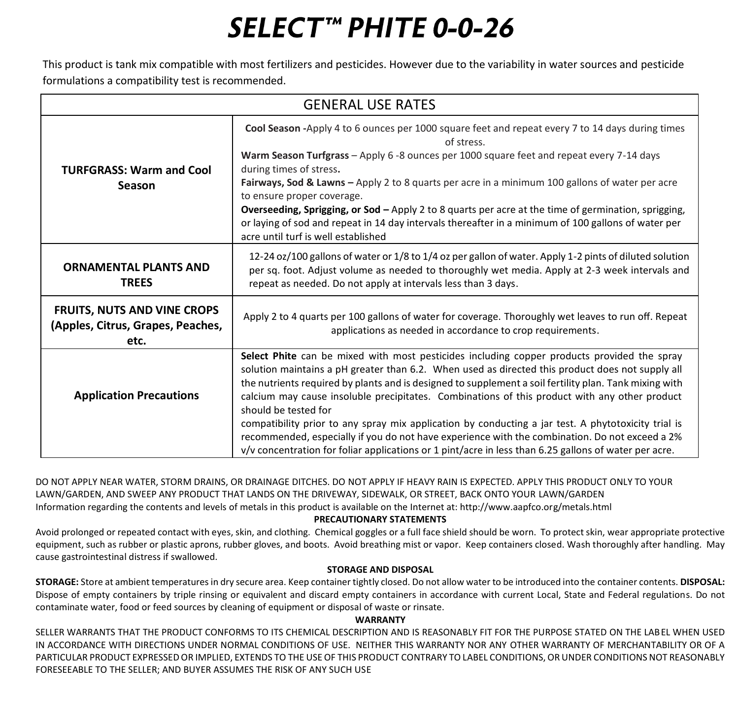# SELECT™ PHITE 0-0-26

This product is tank mix compatible with most fertilizers and pesticides. However due to the variability in water sources and pesticide formulations a compatibility test is recommended.

| GENERAL USE RATES | |
|---|---|
| **TURFGRASS: Warm and Cool Season** | **Cool Season -**Apply 4 to 6 ounces per 1000 square feet and repeat every 7 to 14 days during times of stress. **Warm Season Turfgrass** – Apply 6 -8 ounces per 1000 square feet and repeat every 7-14 days during times of stress**.** **Fairways, Sod & Lawns –** Apply 2 to 8 quarts per acre in a minimum 100 gallons of water per acre to ensure proper coverage. **Overseeding, Sprigging, or Sod –** Apply 2 to 8 quarts per acre at the time of germination, sprigging, or laying of sod and repeat in 14 day intervals thereafter in a minimum of 100 gallons of water per acre until turf is well established |
| **ORNAMENTAL PLANTS AND TREES** | 12-24 oz/100 gallons of water or 1/8 to 1/4 oz per gallon of water. Apply 1-2 pints of diluted solution per sq. foot. Adjust volume as needed to thoroughly wet media. Apply at 2-3 week intervals and repeat as needed. Do not apply at intervals less than 3 days. |
| **FRUITS, NUTS AND VINE CROPS (Apples, Citrus, Grapes, Peaches, etc.** | Apply 2 to 4 quarts per 100 gallons of water for coverage. Thoroughly wet leaves to run off. Repeat applications as needed in accordance to crop requirements. |
| **Application Precautions** | **Select Phite** can be mixed with most pesticides including copper products provided the spray solution maintains a pH greater than 6.2. When used as directed this product does not supply all the nutrients required by plants and is designed to supplement a soil fertility plan. Tank mixing with calcium may cause insoluble precipitates. Combinations of this product with any other product should be tested for compatibility prior to any spray mix application by conducting a jar test. A phytotoxicity trial is recommended, especially if you do not have experience with the combination. Do not exceed a 2% v/v concentration for foliar applications or 1 pint/acre in less than 6.25 gallons of water per acre. |

DO NOT APPLY NEAR WATER, STORM DRAINS, OR DRAINAGE DITCHES. DO NOT APPLY IF HEAVY RAIN IS EXPECTED. APPLY THIS PRODUCT ONLY TO YOUR LAWN/GARDEN, AND SWEEP ANY PRODUCT THAT LANDS ON THE DRIVEWAY, SIDEWALK, OR STREET, BACK ONTO YOUR LAWN/GARDEN

Information regarding the contents and levels of metals in this product is available on the Internet at: http://www.aapfco.org/metals.html

**PRECAUTIONARY STATEMENTS**

Avoid prolonged or repeated contact with eyes, skin, and clothing. Chemical goggles or a full face shield should be worn. To protect skin, wear appropriate protective equipment, such as rubber or plastic aprons, rubber gloves, and boots. Avoid breathing mist or vapor. Keep containers closed. Wash thoroughly after handling. May cause gastrointestinal distress if swallowed.

**STORAGE AND DISPOSAL**

**STORAGE:** Store at ambient temperatures in dry secure area. Keep container tightly closed. Do not allow water to be introduced into the container contents. **DISPOSAL:** Dispose of empty containers by triple rinsing or equivalent and discard empty containers in accordance with current Local, State and Federal regulations. Do not contaminate water, food or feed sources by cleaning of equipment or disposal of waste or rinsate.

**WARRANTY**

SELLER WARRANTS THAT THE PRODUCT CONFORMS TO ITS CHEMICAL DESCRIPTION AND IS REASONABLY FIT FOR THE PURPOSE STATED ON THE LABEL WHEN USED IN ACCORDANCE WITH DIRECTIONS UNDER NORMAL CONDITIONS OF USE. NEITHER THIS WARRANTY NOR ANY OTHER WARRANTY OF MERCHANTABILITY OR OF A PARTICULAR PRODUCT EXPRESSED OR IMPLIED, EXTENDS TO THE USE OF THIS PRODUCT CONTRARY TO LABEL CONDITIONS, OR UNDER CONDITIONS NOT REASONABLY FORESEEABLE TO THE SELLER; AND BUYER ASSUMES THE RISK OF ANY SUCH USE